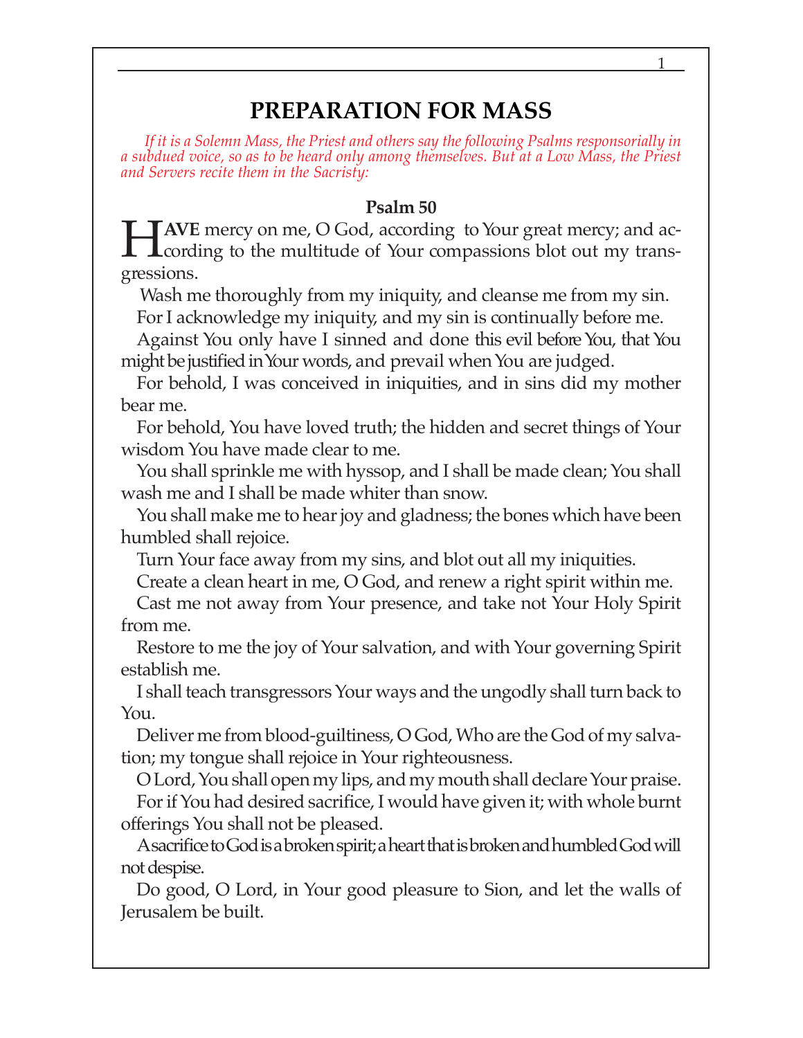# PREPARATION FOR MASS

*If it is a Solemn Mass, the Priest and others say the following Psalms responsorially in a subdued voice, so as to be heard only among themselves. But at a Low Mass, the Priest and Servers recite them in the Sacristy:*

### Psalm 50

**HAVE** mercy on me, O God, according to Your great mercy; and according to the multitude of Your compassions blot out my transgressions.

Wash me thoroughly from my iniquity, and cleanse me from my sin.

For I acknowledge my iniquity, and my sin is continually before me.

Against You only have I sinned and done this evil before You, that You might be justified in Your words, and prevail when You are judged.

For behold, I was conceived in iniquities, and in sins did my mother bear me.

For behold, You have loved truth; the hidden and secret things of Your wisdom You have made clear to me.

You shall sprinkle me with hyssop, and I shall be made clean; You shall wash me and I shall be made whiter than snow.

You shall make me to hear joy and gladness; the bones which have been humbled shall rejoice.

Turn Your face away from my sins, and blot out all my iniquities.

Create a clean heart in me, O God, and renew a right spirit within me.

Cast me not away from Your presence, and take not Your Holy Spirit from me.

Restore to me the joy of Your salvation, and with Your governing Spirit establish me.

I shall teach transgressors Your ways and the ungodly shall turn back to You.

Deliver me from blood-guiltiness, O God, Who are the God of my salvation; my tongue shall rejoice in Your righteousness.

O Lord, You shall open my lips, and my mouth shall declare Your praise.

For if You had desired sacrifice, I would have given it; with whole burnt offerings You shall not be pleased.

A sacrifice to God is a broken spirit; a heart that is broken and humbled God will not despise.

Do good, O Lord, in Your good pleasure to Sion, and let the walls of Jerusalem be built.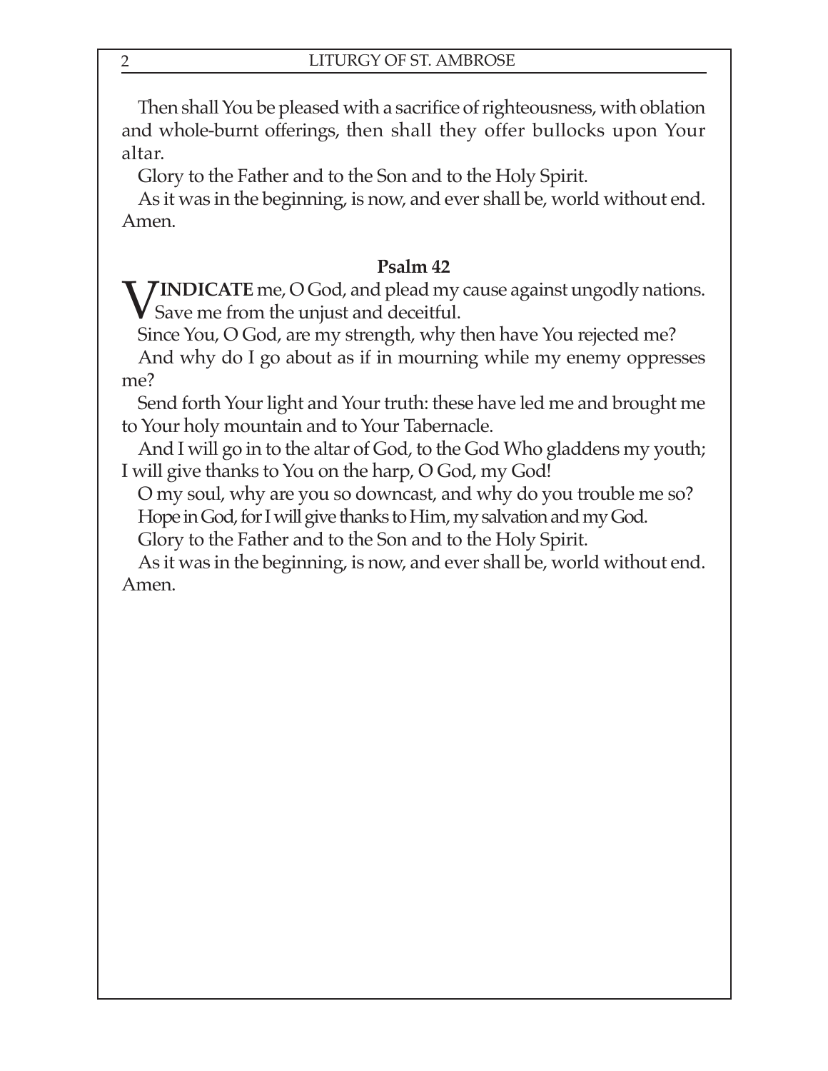Then shall You be pleased with a sacrifice of righteousness, with oblation and whole-burnt offerings, then shall they offer bullocks upon Your altar.

Glory to the Father and to the Son and to the Holy Spirit.

As it was in the beginning, is now, and ever shall be, world without end. Amen.

### Psalm 42

**VINDICATE** me, O God, and plead my cause against ungodly nations. Save me from the unjust and deceitful.

Since You, O God, are my strength, why then have You rejected me?

And why do I go about as if in mourning while my enemy oppresses me?

Send forth Your light and Your truth: these have led me and brought me to Your holy mountain and to Your Tabernacle.

And I will go in to the altar of God, to the God Who gladdens my youth; I will give thanks to You on the harp, O God, my God!

O my soul, why are you so downcast, and why do you trouble me so?

Hope in God, for I will give thanks to Him, my salvation and my God.

Glory to the Father and to the Son and to the Holy Spirit.

As it was in the beginning, is now, and ever shall be, world without end. Amen.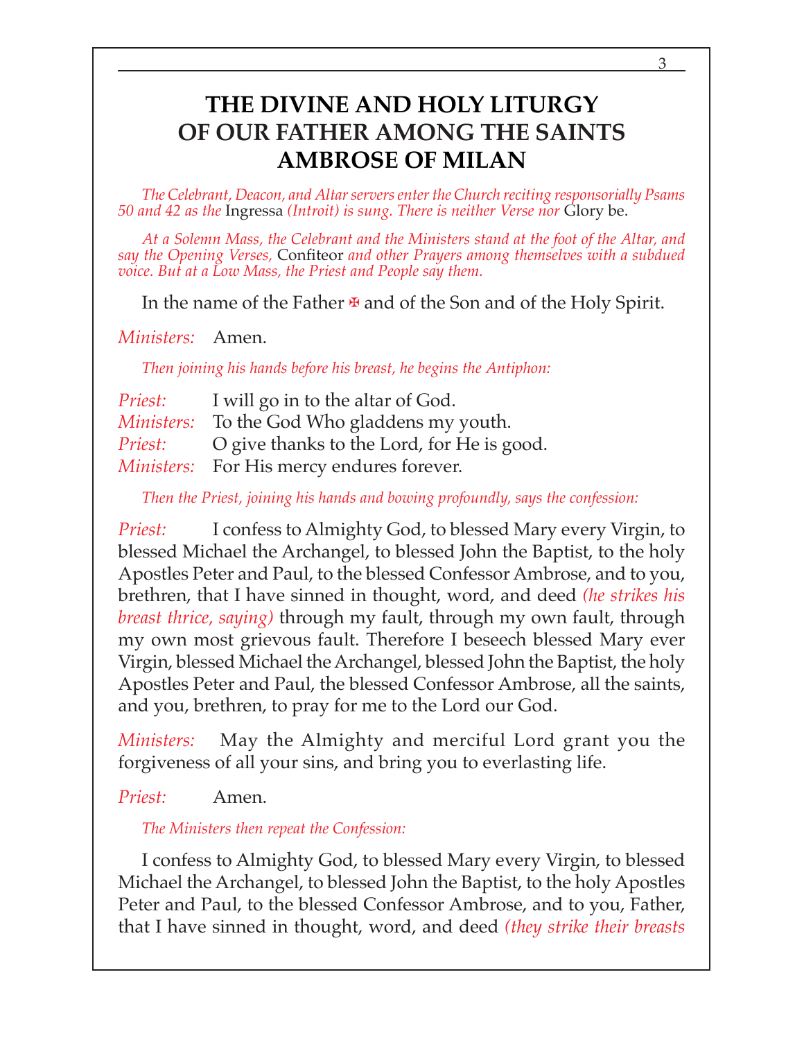# THE DIVINE AND HOLY LITURGY OF OUR FATHER AMONG THE SAINTS AMBROSE OF MILAN

*The Celebrant, Deacon, and Altar servers enter the Church reciting responsorially Psams 50 and 42 as the* Ingressa *(Introit) is sung. There is neither Verse nor* Glory be.

*At a Solemn Mass, the Celebrant and the Ministers stand at the foot of the Altar, and say the Opening Verses,* Confiteor *and other Prayers among themselves with a subdued voice. But at a Low Mass, the Priest and People say them.*

In the name of the Father ✠ and of the Son and of the Holy Spirit.

*Ministers:* Amen.

*Then joining his hands before his breast, he begins the Antiphon:*

*Priest:* I will go in to the altar of God.
*Ministers:* To the God Who gladdens my youth.
*Priest:* O give thanks to the Lord, for He is good.
*Ministers:* For His mercy endures forever.

*Then the Priest, joining his hands and bowing profoundly, says the confession:*

*Priest:* I confess to Almighty God, to blessed Mary every Virgin, to blessed Michael the Archangel, to blessed John the Baptist, to the holy Apostles Peter and Paul, to the blessed Confessor Ambrose, and to you, brethren, that I have sinned in thought, word, and deed *(he strikes his breast thrice, saying)* through my fault, through my own fault, through my own most grievous fault. Therefore I beseech blessed Mary ever Virgin, blessed Michael the Archangel, blessed John the Baptist, the holy Apostles Peter and Paul, the blessed Confessor Ambrose, all the saints, and you, brethren, to pray for me to the Lord our God.

*Ministers:* May the Almighty and merciful Lord grant you the forgiveness of all your sins, and bring you to everlasting life.

*Priest:* Amen.

*The Ministers then repeat the Confession:*

I confess to Almighty God, to blessed Mary every Virgin, to blessed Michael the Archangel, to blessed John the Baptist, to the holy Apostles Peter and Paul, to the blessed Confessor Ambrose, and to you, Father, that I have sinned in thought, word, and deed *(they strike their breasts*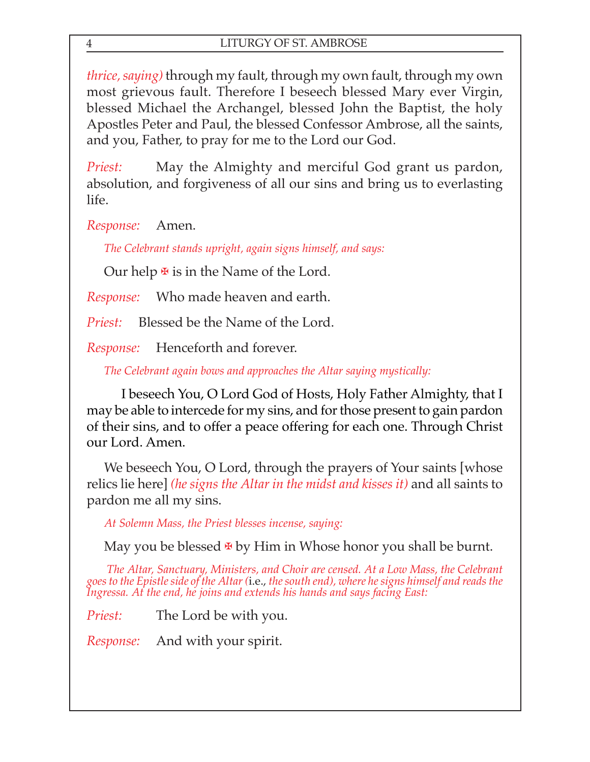*thrice, saying)* through my fault, through my own fault, through my own most grievous fault. Therefore I beseech blessed Mary ever Virgin, blessed Michael the Archangel, blessed John the Baptist, the holy Apostles Peter and Paul, the blessed Confessor Ambrose, all the saints, and you, Father, to pray for me to the Lord our God.

*Priest:* May the Almighty and merciful God grant us pardon, absolution, and forgiveness of all our sins and bring us to everlasting life.

*Response:* Amen.

*The Celebrant stands upright, again signs himself, and says:*

Our help ✠ is in the Name of the Lord.

*Response:* Who made heaven and earth.

*Priest:* Blessed be the Name of the Lord.

*Response:* Henceforth and forever.

*The Celebrant again bows and approaches the Altar saying mystically:*

I beseech You, O Lord God of Hosts, Holy Father Almighty, that I may be able to intercede for my sins, and for those present to gain pardon of their sins, and to offer a peace offering for each one. Through Christ our Lord. Amen.

We beseech You, O Lord, through the prayers of Your saints [whose relics lie here] *(he signs the Altar in the midst and kisses it)* and all saints to pardon me all my sins.

*At Solemn Mass, the Priest blesses incense, saying:*

May you be blessed ✠ by Him in Whose honor you shall be burnt.

*The Altar, Sanctuary, Ministers, and Choir are censed. At a Low Mass, the Celebrant goes to the Epistle side of the Altar (*i.e., *the south end), where he signs himself and reads the Ingressa. At the end, he joins and extends his hands and says facing East:*

*Priest:* The Lord be with you.

*Response:* And with your spirit.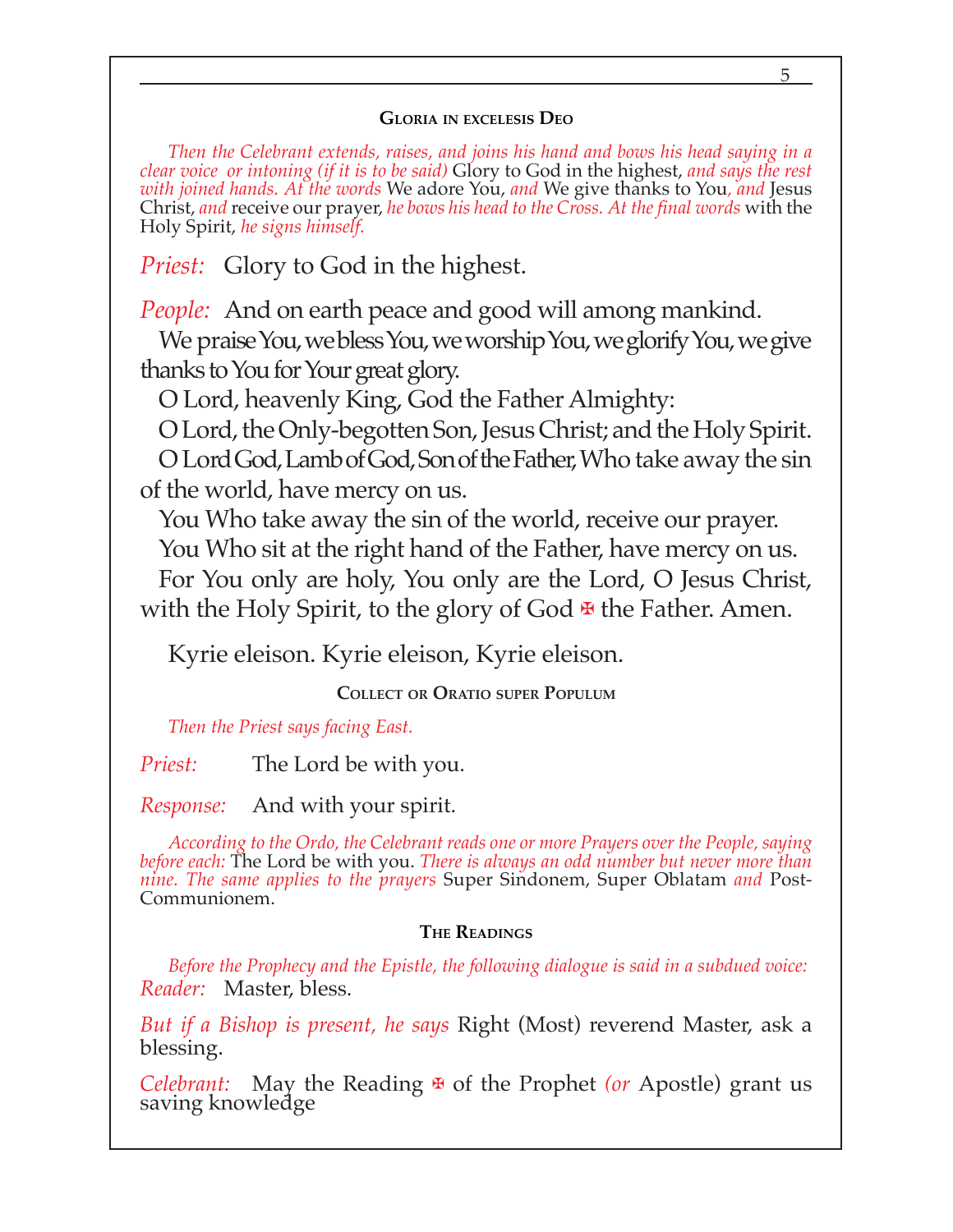### Gloria in excelesis Deo

*Then the Celebrant extends, raises, and joins his hand and bows his head saying in a clear voice or intoning (if it is to be said)* Glory to God in the highest, *and says the rest with joined hands. At the words* We adore You, *and* We give thanks to You, *and* Jesus Christ, *and* receive our prayer, *he bows his head to the Cross. At the final words* with the Holy Spirit, *he signs himself.*

*Priest:* Glory to God in the highest.

*People:* And on earth peace and good will among mankind.

We praise You, we bless You, we worship You, we glorify You, we give thanks to You for Your great glory.

O Lord, heavenly King, God the Father Almighty:

O Lord, the Only-begotten Son, Jesus Christ; and the Holy Spirit.

O Lord God, Lamb of God, Son of the Father, Who take away the sin of the world, have mercy on us.

You Who take away the sin of the world, receive our prayer.

You Who sit at the right hand of the Father, have mercy on us.

For You only are holy, You only are the Lord, O Jesus Christ, with the Holy Spirit, to the glory of God ✠ the Father. Amen.

Kyrie eleison. Kyrie eleison, Kyrie eleison.

### Collect or Oratio super Populum

*Then the Priest says facing East.*

*Priest:* The Lord be with you.

*Response:* And with your spirit.

*According to the Ordo, the Celebrant reads one or more Prayers over the People, saying before each:* The Lord be with you. *There is always an odd number but never more than nine. The same applies to the prayers* Super Sindonem, Super Oblatam *and* Post-Communionem.

### The Readings

*Before the Prophecy and the Epistle, the following dialogue is said in a subdued voice:*

*Reader:* Master, bless.

*But if a Bishop is present, he says* Right (Most) reverend Master, ask a blessing.

*Celebrant:* May the Reading ✠ of the Prophet *(or* Apostle) grant us saving knowledge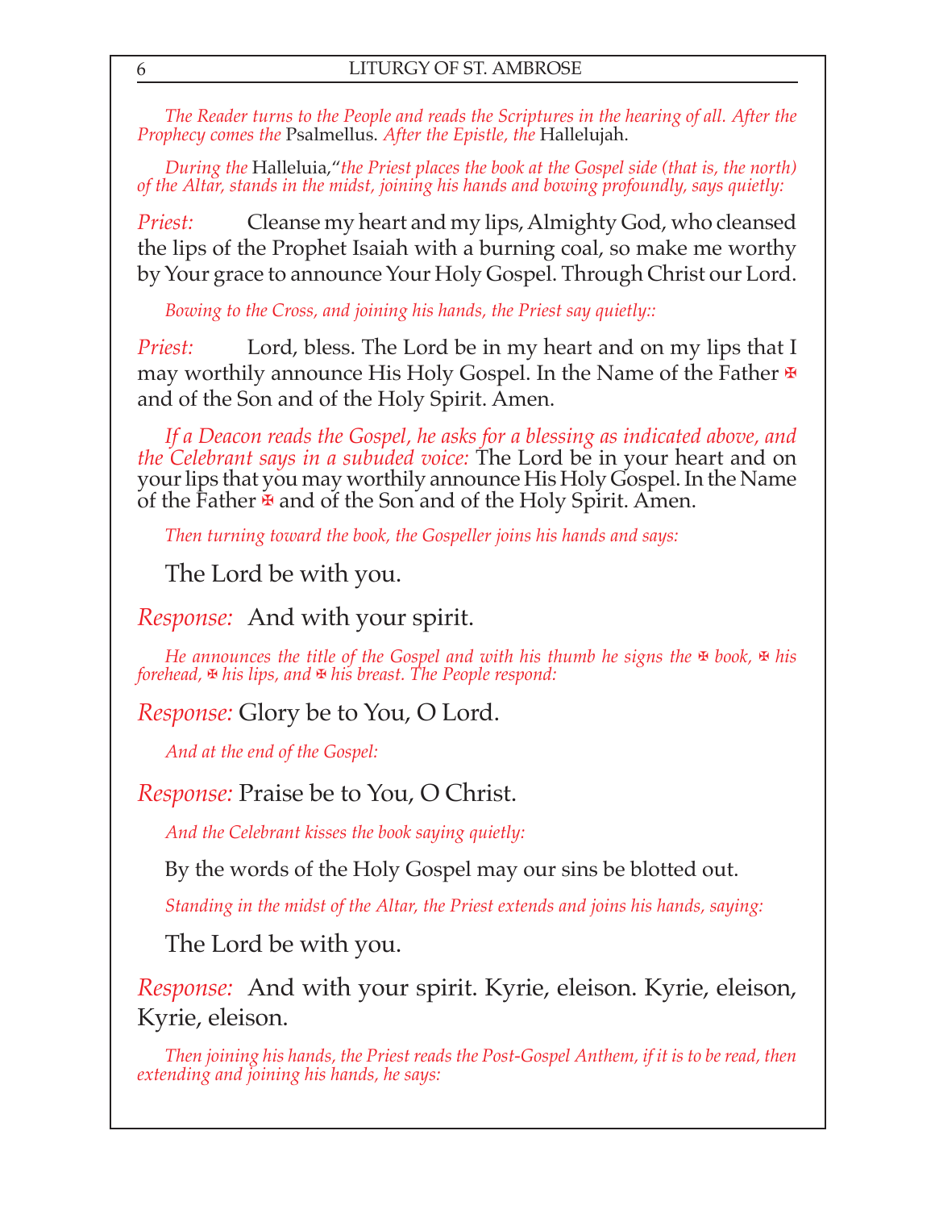*The Reader turns to the People and reads the Scriptures in the hearing of all. After the Prophecy comes the* Psalmellus. *After the Epistle, the* Hallelujah.

*During the* Halleluia,"*the Priest places the book at the Gospel side (that is, the north) of the Altar, stands in the midst, joining his hands and bowing profoundly, says quietly:*

*Priest:* Cleanse my heart and my lips, Almighty God, who cleansed the lips of the Prophet Isaiah with a burning coal, so make me worthy by Your grace to announce Your Holy Gospel. Through Christ our Lord.

*Bowing to the Cross, and joining his hands, the Priest say quietly::*

*Priest:* Lord, bless. The Lord be in my heart and on my lips that I may worthily announce His Holy Gospel. In the Name of the Father ✠ and of the Son and of the Holy Spirit. Amen.

*If a Deacon reads the Gospel, he asks for a blessing as indicated above, and the Celebrant says in a subuded voice:* The Lord be in your heart and on your lips that you may worthily announce His Holy Gospel. In the Name of the Father ✠ and of the Son and of the Holy Spirit. Amen.

*Then turning toward the book, the Gospeller joins his hands and says:*

The Lord be with you.

*Response:* And with your spirit.

*He announces the title of the Gospel and with his thumb he signs the ✠ book, ✠ his forehead, ✠ his lips, and ✠ his breast. The People respond:*

*Response:* Glory be to You, O Lord.

*And at the end of the Gospel:*

*Response:* Praise be to You, O Christ.

*And the Celebrant kisses the book saying quietly:*

By the words of the Holy Gospel may our sins be blotted out.

*Standing in the midst of the Altar, the Priest extends and joins his hands, saying:*

The Lord be with you.

*Response:* And with your spirit. Kyrie, eleison. Kyrie, eleison, Kyrie, eleison.

*Then joining his hands, the Priest reads the Post-Gospel Anthem, if it is to be read, then extending and joining his hands, he says:*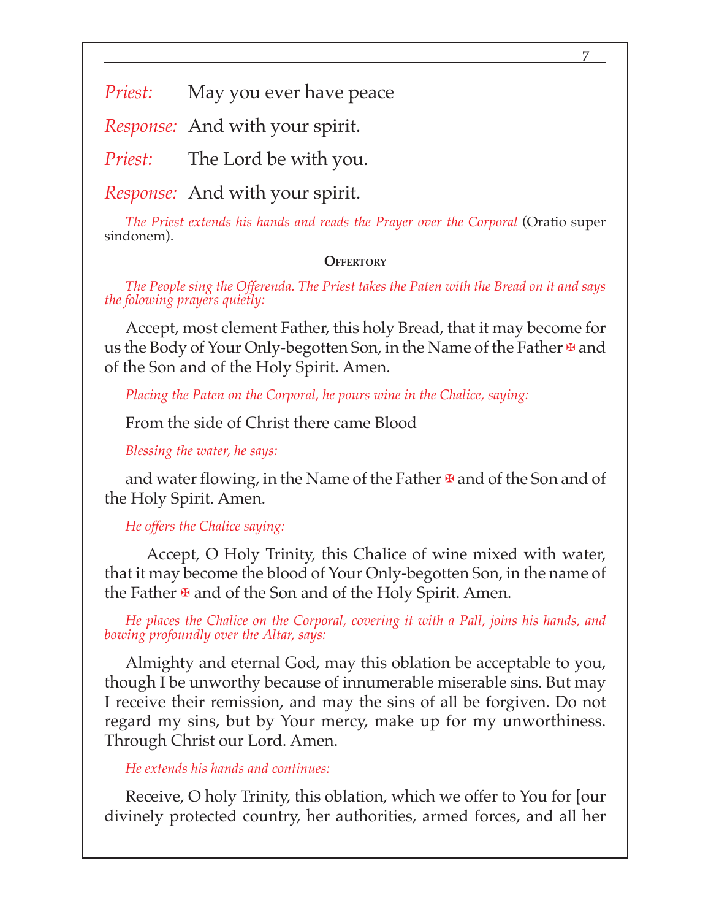*Priest:* May you ever have peace

*Response:* And with your spirit.

*Priest:* The Lord be with you.

*Response:* And with your spirit.

*The Priest extends his hands and reads the Prayer over the Corporal* (Oratio super sindonem).

## Offertory

*The People sing the Offerenda. The Priest takes the Paten with the Bread on it and says the folowing prayers quietly:*

Accept, most clement Father, this holy Bread, that it may become for us the Body of Your Only-begotten Son, in the Name of the Father ✠ and of the Son and of the Holy Spirit. Amen.

*Placing the Paten on the Corporal, he pours wine in the Chalice, saying:*

From the side of Christ there came Blood

*Blessing the water, he says:*

and water flowing, in the Name of the Father ✠ and of the Son and of the Holy Spirit. Amen.

*He offers the Chalice saying:*

Accept, O Holy Trinity, this Chalice of wine mixed with water, that it may become the blood of Your Only-begotten Son, in the name of the Father ✠ and of the Son and of the Holy Spirit. Amen.

*He places the Chalice on the Corporal, covering it with a Pall, joins his hands, and bowing profoundly over the Altar, says:*

Almighty and eternal God, may this oblation be acceptable to you, though I be unworthy because of innumerable miserable sins. But may I receive their remission, and may the sins of all be forgiven. Do not regard my sins, but by Your mercy, make up for my unworthiness. Through Christ our Lord. Amen.

*He extends his hands and continues:*

Receive, O holy Trinity, this oblation, which we offer to You for [our divinely protected country, her authorities, armed forces, and all her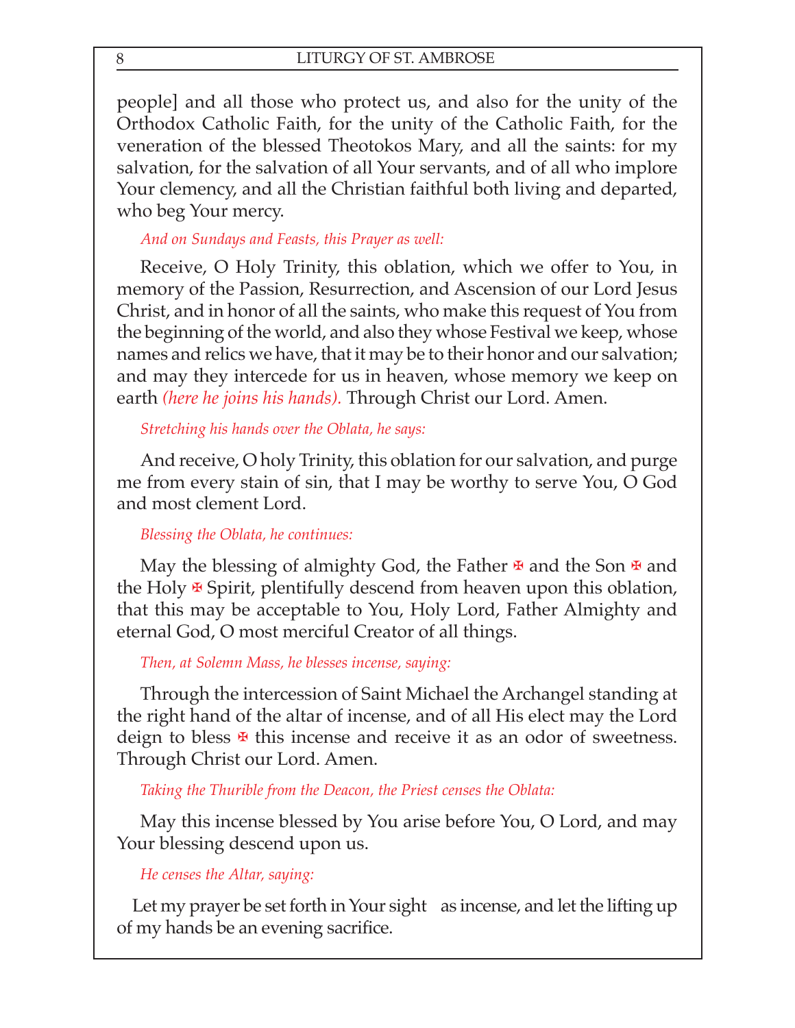people] and all those who protect us, and also for the unity of the Orthodox Catholic Faith, for the unity of the Catholic Faith, for the veneration of the blessed Theotokos Mary, and all the saints: for my salvation, for the salvation of all Your servants, and of all who implore Your clemency, and all the Christian faithful both living and departed, who beg Your mercy.

*And on Sundays and Feasts, this Prayer as well:*

Receive, O Holy Trinity, this oblation, which we offer to You, in memory of the Passion, Resurrection, and Ascension of our Lord Jesus Christ, and in honor of all the saints, who make this request of You from the beginning of the world, and also they whose Festival we keep, whose names and relics we have, that it may be to their honor and our salvation; and may they intercede for us in heaven, whose memory we keep on earth *(here he joins his hands).* Through Christ our Lord. Amen.

*Stretching his hands over the Oblata, he says:*

And receive, O holy Trinity, this oblation for our salvation, and purge me from every stain of sin, that I may be worthy to serve You, O God and most clement Lord.

*Blessing the Oblata, he continues:*

May the blessing of almighty God, the Father ✠ and the Son ✠ and the Holy ✠ Spirit, plentifully descend from heaven upon this oblation, that this may be acceptable to You, Holy Lord, Father Almighty and eternal God, O most merciful Creator of all things.

*Then, at Solemn Mass, he blesses incense, saying:*

Through the intercession of Saint Michael the Archangel standing at the right hand of the altar of incense, and of all His elect may the Lord deign to bless ✠ this incense and receive it as an odor of sweetness. Through Christ our Lord. Amen.

*Taking the Thurible from the Deacon, the Priest censes the Oblata:*

May this incense blessed by You arise before You, O Lord, and may Your blessing descend upon us.

*He censes the Altar, saying:*

Let my prayer be set forth in Your sight as incense, and let the lifting up of my hands be an evening sacrifice.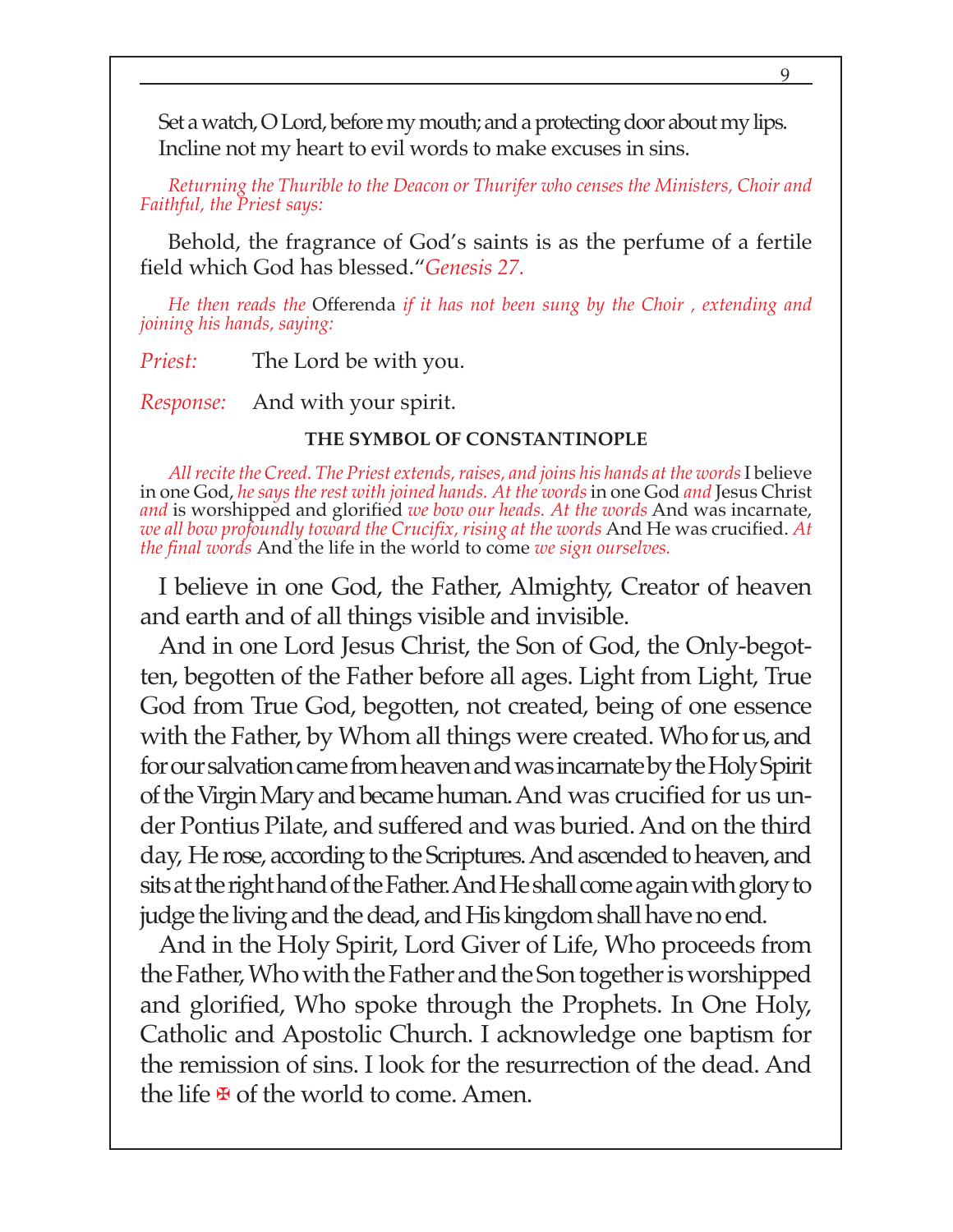Set a watch, O Lord, before my mouth; and a protecting door about my lips. Incline not my heart to evil words to make excuses in sins.

*Returning the Thurible to the Deacon or Thurifer who censes the Ministers, Choir and Faithful, the Priest says:*

Behold, the fragrance of God's saints is as the perfume of a fertile field which God has blessed."*Genesis 27.*

*He then reads the* Offerenda *if it has not been sung by the Choir , extending and joining his hands, saying:*

*Priest:* The Lord be with you.

*Response:* And with your spirit.

**THE SYMBOL OF CONSTANTINOPLE**

*All recite the Creed. The Priest extends, raises, and joins his hands at the words* I believe in one God, *he says the rest with joined hands. At the words* in one God *and* Jesus Christ *and* is worshipped and glorified *we bow our heads. At the words* And was incarnate, *we all bow profoundly toward the Crucifix, rising at the words* And He was crucified. *At the final words* And the life in the world to come *we sign ourselves.*

I believe in one God, the Father, Almighty, Creator of heaven and earth and of all things visible and invisible.

And in one Lord Jesus Christ, the Son of God, the Only-begotten, begotten of the Father before all ages. Light from Light, True God from True God, begotten, not created, being of one essence with the Father, by Whom all things were created. Who for us, and for our salvation came from heaven and was incarnate by the Holy Spirit of the Virgin Mary and became human. And was crucified for us under Pontius Pilate, and suffered and was buried. And on the third day, He rose, according to the Scriptures. And ascended to heaven, and sits at the right hand of the Father. And He shall come again with glory to judge the living and the dead, and His kingdom shall have no end.

And in the Holy Spirit, Lord Giver of Life, Who proceeds from the Father, Who with the Father and the Son together is worshipped and glorified, Who spoke through the Prophets. In One Holy, Catholic and Apostolic Church. I acknowledge one baptism for the remission of sins. I look for the resurrection of the dead. And the life ✠ of the world to come. Amen.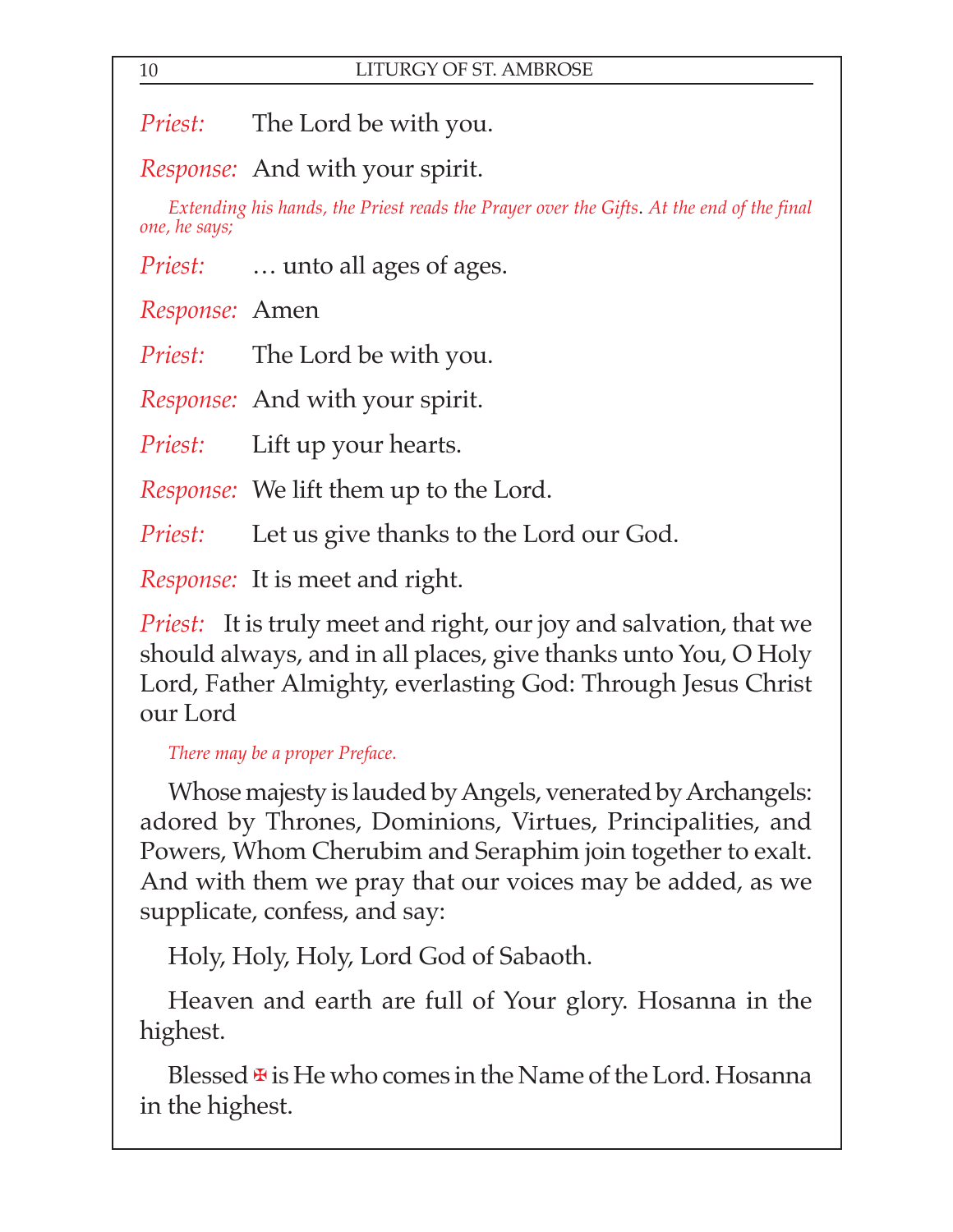*Priest:* The Lord be with you.

*Response:* And with your spirit.

*Extending his hands, the Priest reads the Prayer over the Gifts. At the end of the final one, he says;*

*Priest:* … unto all ages of ages.

*Response:* Amen

*Priest:* The Lord be with you.

*Response:* And with your spirit.

*Priest:* Lift up your hearts.

*Response:* We lift them up to the Lord.

*Priest:* Let us give thanks to the Lord our God.

*Response:* It is meet and right.

*Priest:* It is truly meet and right, our joy and salvation, that we should always, and in all places, give thanks unto You, O Holy Lord, Father Almighty, everlasting God: Through Jesus Christ our Lord

*There may be a proper Preface.*

Whose majesty is lauded by Angels, venerated by Archangels: adored by Thrones, Dominions, Virtues, Principalities, and Powers, Whom Cherubim and Seraphim join together to exalt. And with them we pray that our voices may be added, as we supplicate, confess, and say:

Holy, Holy, Holy, Lord God of Sabaoth.

Heaven and earth are full of Your glory. Hosanna in the highest.

Blessed ✠ is He who comes in the Name of the Lord. Hosanna in the highest.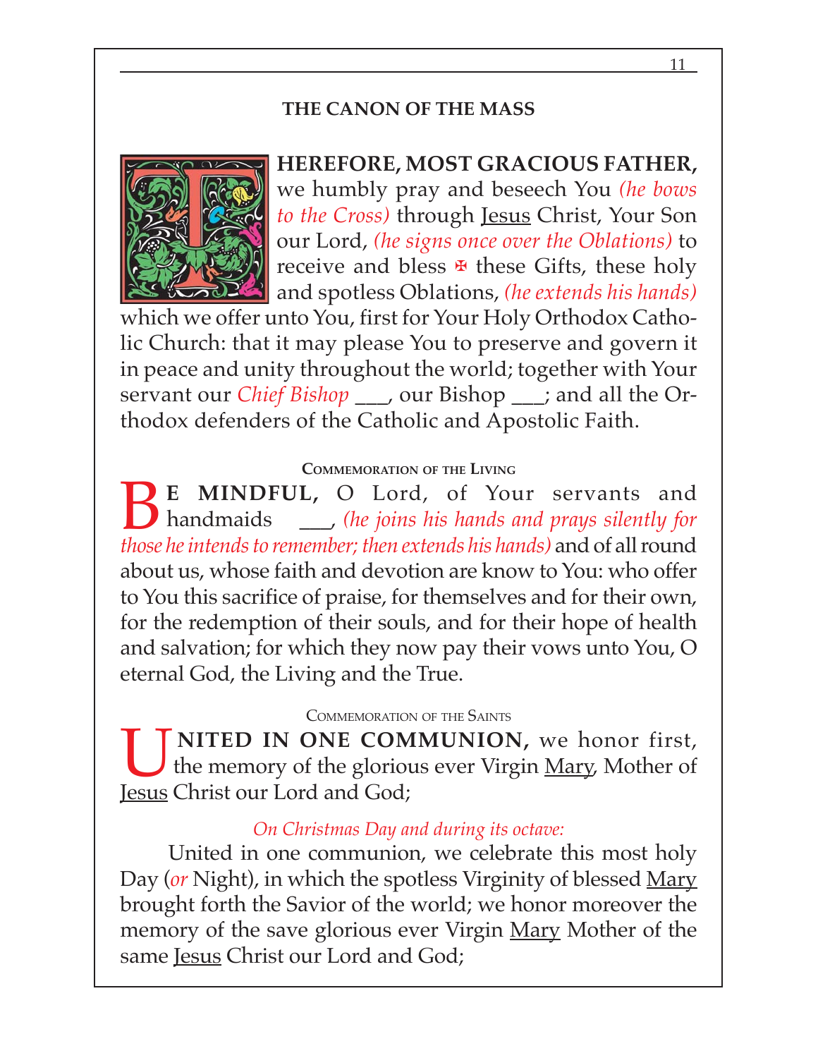## THE CANON OF THE MASS

**THEREFORE, MOST GRACIOUS FATHER,** we humbly pray and beseech You *(he bows to the Cross)* through Jesus Christ, Your Son our Lord, *(he signs once over the Oblations)* to receive and bless ✠ these Gifts, these holy and spotless Oblations, *(he extends his hands)* which we offer unto You, first for Your Holy Orthodox Catholic Church: that it may please You to preserve and govern it in peace and unity throughout the world; together with Your servant our *Chief Bishop* ___, our Bishop ___; and all the Orthodox defenders of the Catholic and Apostolic Faith.

### Commemoration of the Living

**BE MINDFUL,** O Lord, of Your servants and handmaids ___, *(he joins his hands and prays silently for those he intends to remember; then extends his hands)* and of all round about us, whose faith and devotion are know to You: who offer to You this sacrifice of praise, for themselves and for their own, for the redemption of their souls, and for their hope of health and salvation; for which they now pay their vows unto You, O eternal God, the Living and the True.

### Commemoration of the Saints

**UNITED IN ONE COMMUNION,** we honor first, the memory of the glorious ever Virgin Mary, Mother of Jesus Christ our Lord and God;

*On Christmas Day and during its octave:*

United in one communion, we celebrate this most holy Day (*or* Night), in which the spotless Virginity of blessed Mary brought forth the Savior of the world; we honor moreover the memory of the save glorious ever Virgin Mary Mother of the same Jesus Christ our Lord and God;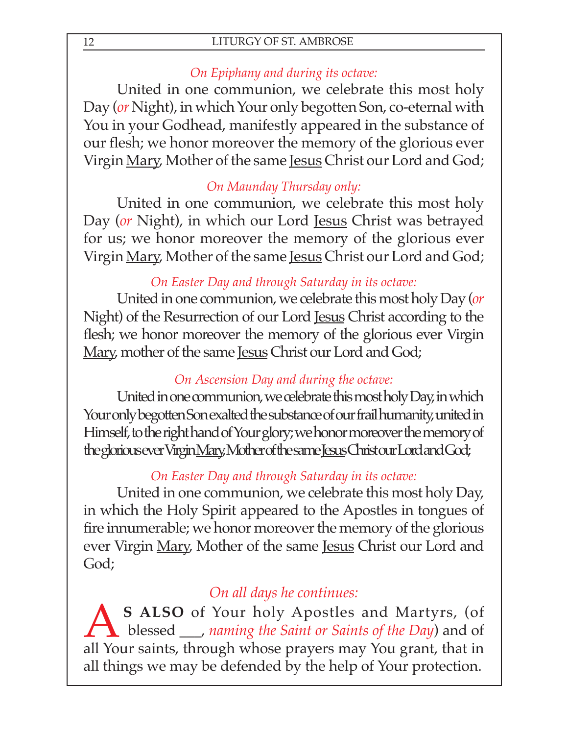*On Epiphany and during its octave:*

United in one communion, we celebrate this most holy Day (*or* Night), in which Your only begotten Son, co-eternal with You in your Godhead, manifestly appeared in the substance of our flesh; we honor moreover the memory of the glorious ever Virgin Mary, Mother of the same Jesus Christ our Lord and God;

*On Maunday Thursday only:*

United in one communion, we celebrate this most holy Day (*or* Night), in which our Lord Jesus Christ was betrayed for us; we honor moreover the memory of the glorious ever Virgin Mary, Mother of the same Jesus Christ our Lord and God;

*On Easter Day and through Saturday in its octave:*

United in one communion, we celebrate this most holy Day (*or* Night) of the Resurrection of our Lord Jesus Christ according to the flesh; we honor moreover the memory of the glorious ever Virgin Mary, mother of the same Jesus Christ our Lord and God;

*On Ascension Day and during the octave:*

United in one communion, we celebrate this most holy Day, in which Your only begotten Son exalted the substance of our frail humanity, united in Himself, to the right hand of Your glory; we honor moreover the memory of the glorious ever Virgin Mary, Mother of the same Jesus Christ our Lord and God;

*On Easter Day and through Saturday in its octave:*

United in one communion, we celebrate this most holy Day, in which the Holy Spirit appeared to the Apostles in tongues of fire innumerable; we honor moreover the memory of the glorious ever Virgin Mary, Mother of the same Jesus Christ our Lord and God;

*On all days he continues:*

**AS ALSO** of Your holy Apostles and Martyrs, (of blessed ___, *naming the Saint or Saints of the Day*) and of all Your saints, through whose prayers may You grant, that in all things we may be defended by the help of Your protection.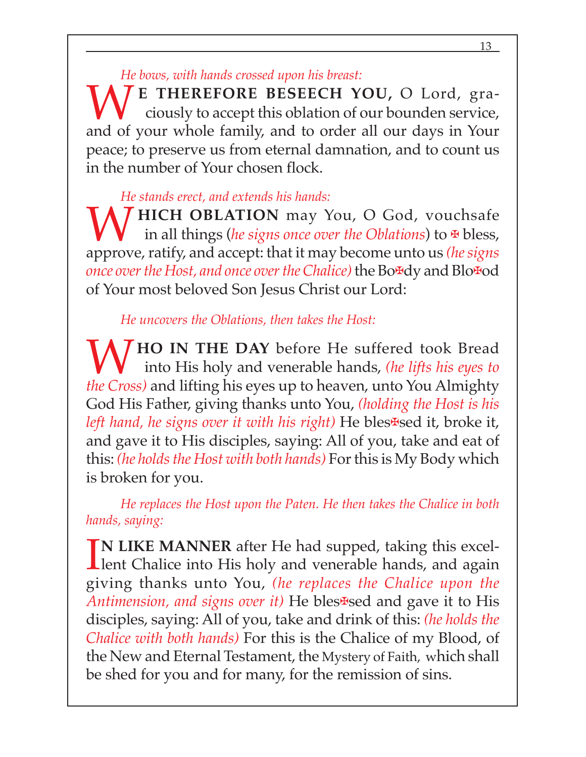*He bows, with hands crossed upon his breast:*

**WE THEREFORE BESEECH YOU,** O Lord, graciously to accept this oblation of our bounden service, and of your whole family, and to order all our days in Your peace; to preserve us from eternal damnation, and to count us in the number of Your chosen flock.

*He stands erect, and extends his hands:*

**WHICH OBLATION** may You, O God, vouchsafe in all things (*he signs once over the Oblations*) to ✠ bless, approve, ratify, and accept: that it may become unto us *(he signs once over the Host, and once over the Chalice)* the Bo✠dy and Blo✠od of Your most beloved Son Jesus Christ our Lord:

*He uncovers the Oblations, then takes the Host:*

**WHO IN THE DAY** before He suffered took Bread into His holy and venerable hands, *(he lifts his eyes to the Cross)* and lifting his eyes up to heaven, unto You Almighty God His Father, giving thanks unto You, *(holding the Host is his left hand, he signs over it with his right)* He bles✠sed it, broke it, and gave it to His disciples, saying: All of you, take and eat of this: *(he holds the Host with both hands)* For this is My Body which is broken for you.

*He replaces the Host upon the Paten. He then takes the Chalice in both hands, saying:*

**IN LIKE MANNER** after He had supped, taking this excellent Chalice into His holy and venerable hands, and again giving thanks unto You, *(he replaces the Chalice upon the Antimension, and signs over it)* He bles✠sed and gave it to His disciples, saying: All of you, take and drink of this: *(he holds the Chalice with both hands)* For this is the Chalice of my Blood, of the New and Eternal Testament, the Mystery of Faith, which shall be shed for you and for many, for the remission of sins.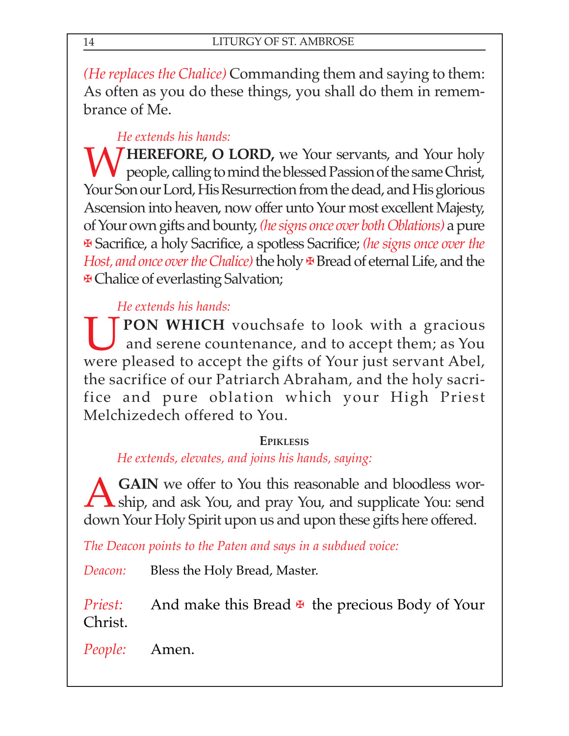*(He replaces the Chalice)* Commanding them and saying to them: As often as you do these things, you shall do them in remembrance of Me.

*He extends his hands:*

**WHEREFORE, O LORD,** we Your servants, and Your holy people, calling to mind the blessed Passion of the same Christ, Your Son our Lord, His Resurrection from the dead, and His glorious Ascension into heaven, now offer unto Your most excellent Majesty, of Your own gifts and bounty, *(he signs once over both Oblations)* a pure ✠ Sacrifice, a holy Sacrifice, a spotless Sacrifice; *(he signs once over the Host, and once over the Chalice)* the holy ✠ Bread of eternal Life, and the ✠ Chalice of everlasting Salvation;

*He extends his hands:*

**UPON WHICH** vouchsafe to look with a gracious and serene countenance, and to accept them; as You were pleased to accept the gifts of Your just servant Abel, the sacrifice of our Patriarch Abraham, and the holy sacrifice and pure oblation which your High Priest Melchizedech offered to You.

### Epiklesis

*He extends, elevates, and joins his hands, saying:*

**AGAIN** we offer to You this reasonable and bloodless worship, and ask You, and pray You, and supplicate You: send down Your Holy Spirit upon us and upon these gifts here offered.

*The Deacon points to the Paten and says in a subdued voice:*

*Deacon:* Bless the Holy Bread, Master.

*Priest:* And make this Bread ✠ the precious Body of Your Christ.

*People:* Amen.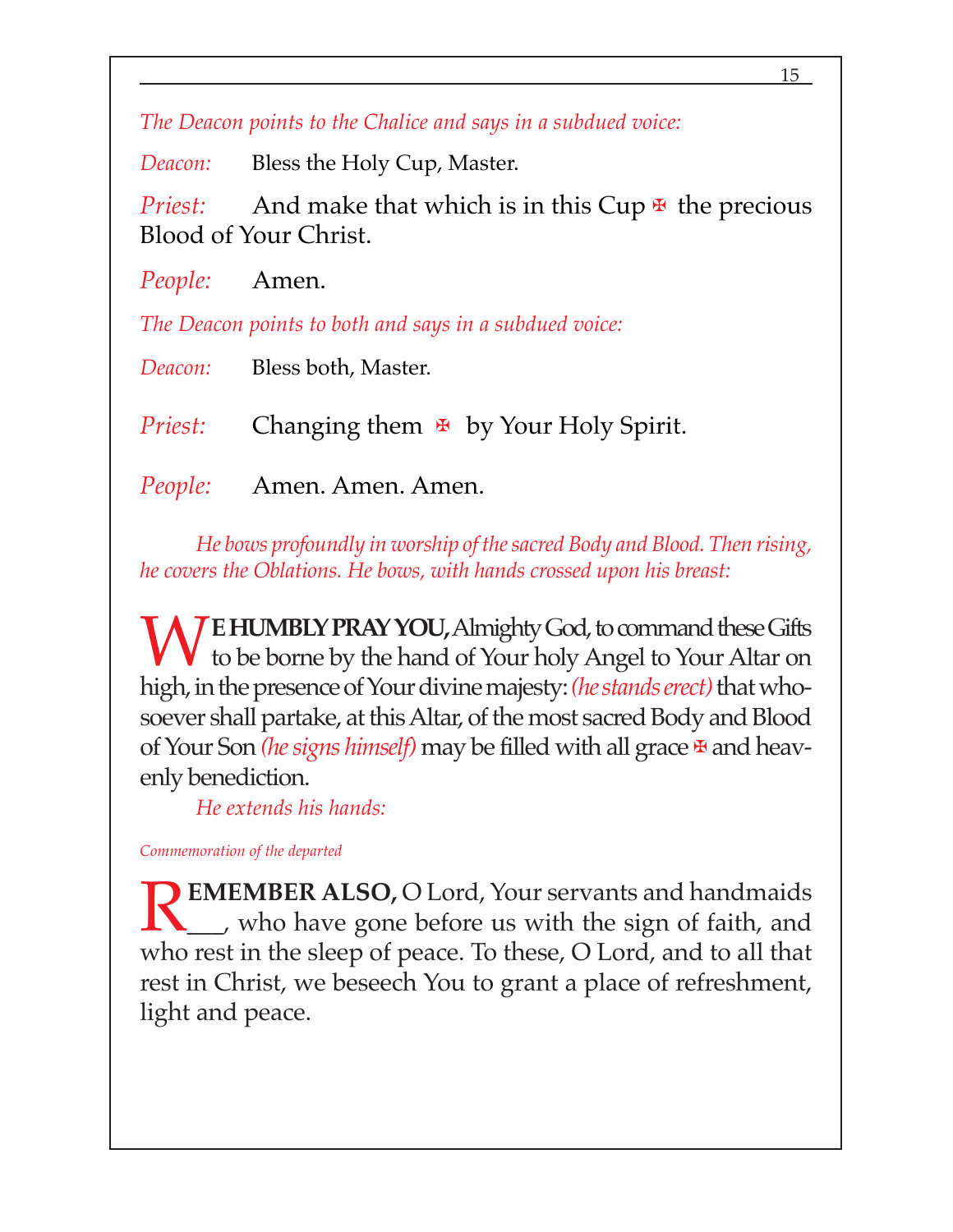*The Deacon points to the Chalice and says in a subdued voice:*

*Deacon:* Bless the Holy Cup, Master.

*Priest:* And make that which is in this Cup ✠ the precious Blood of Your Christ.

*People:* Amen.

*The Deacon points to both and says in a subdued voice:*

*Deacon:* Bless both, Master.

*Priest:* Changing them ✠ by Your Holy Spirit.

*People:* Amen. Amen. Amen.

*He bows profoundly in worship of the sacred Body and Blood. Then rising, he covers the Oblations. He bows, with hands crossed upon his breast:*

**WE HUMBLY PRAY YOU,** Almighty God, to command these Gifts to be borne by the hand of Your holy Angel to Your Altar on high, in the presence of Your divine majesty: *(he stands erect)* that whosoever shall partake, at this Altar, of the most sacred Body and Blood of Your Son *(he signs himself)* may be filled with all grace ✠ and heavenly benediction.

*He extends his hands:*

*Commemoration of the departed*

**REMEMBER ALSO,** O Lord, Your servants and handmaids ___, who have gone before us with the sign of faith, and who rest in the sleep of peace. To these, O Lord, and to all that rest in Christ, we beseech You to grant a place of refreshment, light and peace.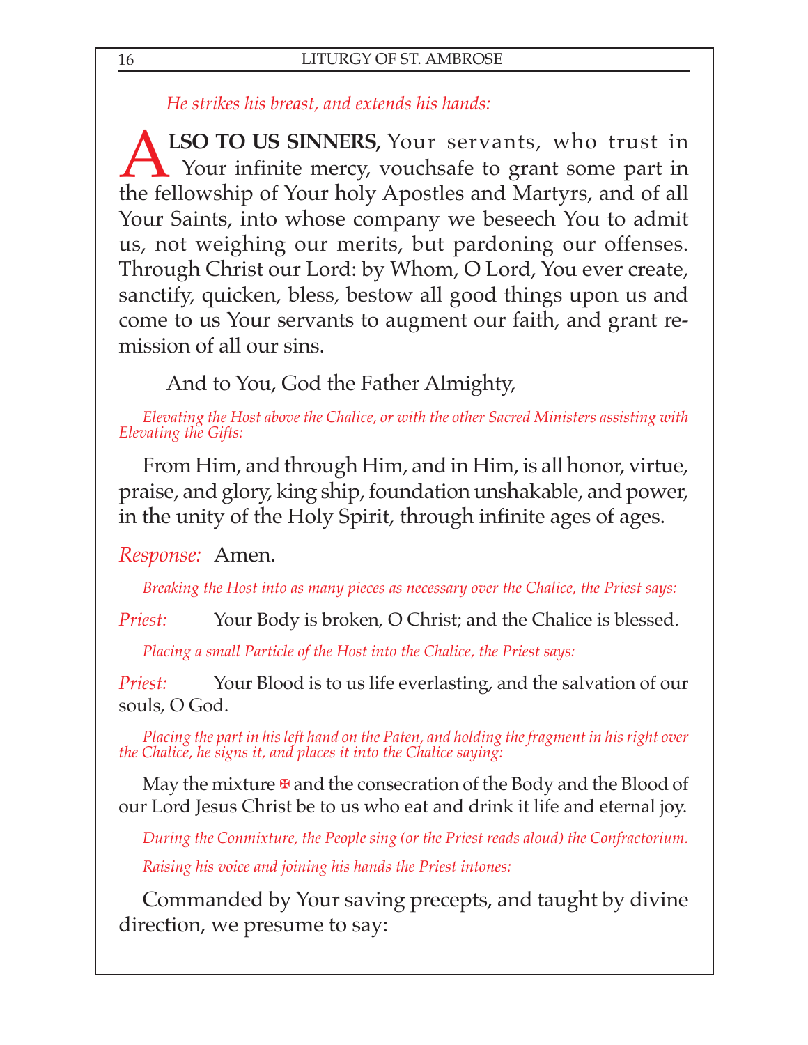*He strikes his breast, and extends his hands:*

**ALSO TO US SINNERS,** Your servants, who trust in Your infinite mercy, vouchsafe to grant some part in the fellowship of Your holy Apostles and Martyrs, and of all Your Saints, into whose company we beseech You to admit us, not weighing our merits, but pardoning our offenses. Through Christ our Lord: by Whom, O Lord, You ever create, sanctify, quicken, bless, bestow all good things upon us and come to us Your servants to augment our faith, and grant remission of all our sins.

And to You, God the Father Almighty,

*Elevating the Host above the Chalice, or with the other Sacred Ministers assisting with Elevating the Gifts:*

From Him, and through Him, and in Him, is all honor, virtue, praise, and glory, king ship, foundation unshakable, and power, in the unity of the Holy Spirit, through infinite ages of ages.

*Response:* Amen.

*Breaking the Host into as many pieces as necessary over the Chalice, the Priest says:*

*Priest:* Your Body is broken, O Christ; and the Chalice is blessed.

*Placing a small Particle of the Host into the Chalice, the Priest says:*

*Priest:* Your Blood is to us life everlasting, and the salvation of our souls, O God.

*Placing the part in his left hand on the Paten, and holding the fragment in his right over the Chalice, he signs it, and places it into the Chalice saying:*

May the mixture ✠ and the consecration of the Body and the Blood of our Lord Jesus Christ be to us who eat and drink it life and eternal joy.

*During the Commixture, the People sing (or the Priest reads aloud) the Confractorium.*

*Raising his voice and joining his hands the Priest intones:*

Commanded by Your saving precepts, and taught by divine direction, we presume to say: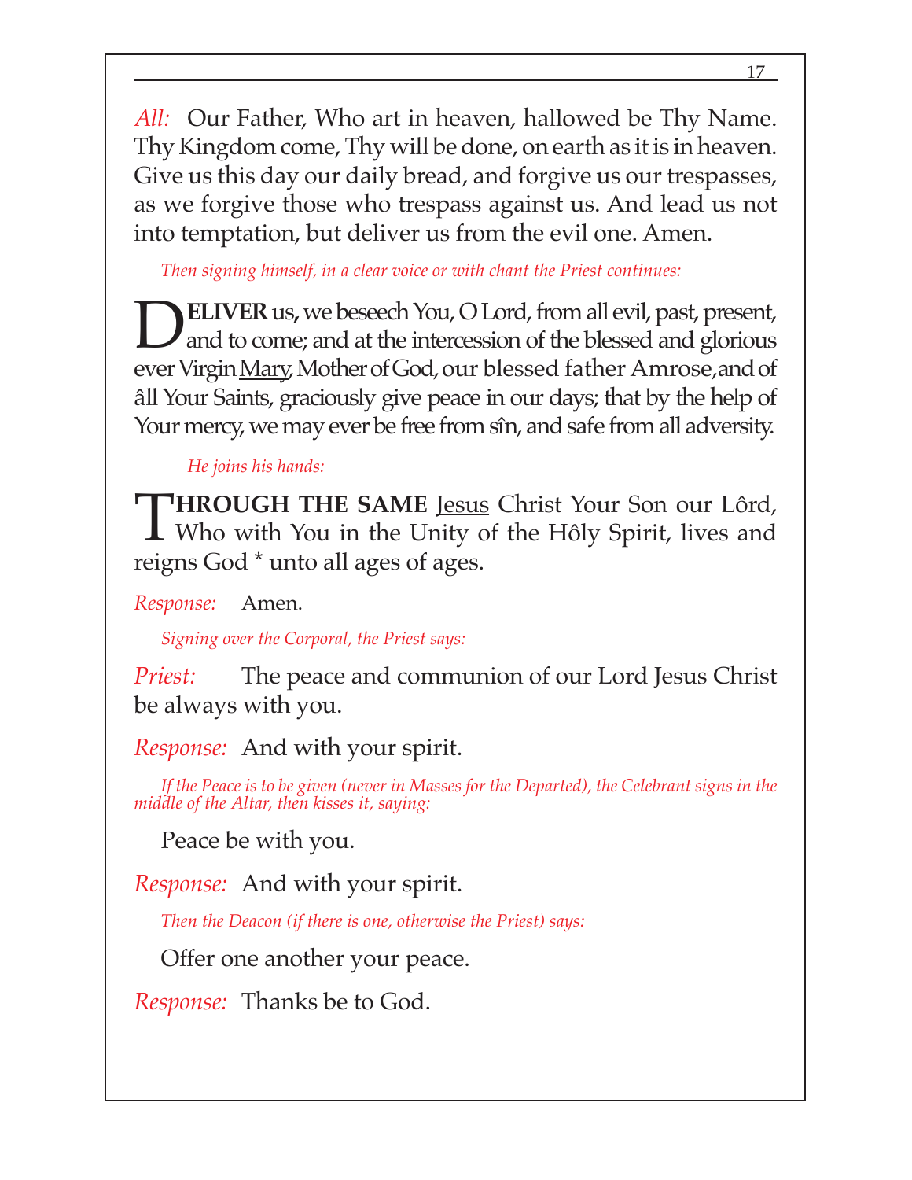*All:* Our Father, Who art in heaven, hallowed be Thy Name. Thy Kingdom come, Thy will be done, on earth as it is in heaven. Give us this day our daily bread, and forgive us our trespasses, as we forgive those who trespass against us. And lead us not into temptation, but deliver us from the evil one. Amen.

*Then signing himself, in a clear voice or with chant the Priest continues:*

**DELIVER** us, we beseech You, O Lord, from all evil, past, present, and to come; and at the intercession of the blessed and glorious ever Virgin <u>Mary</u>, Mother of God, our blessed father Amrose,and of âll Your Saints, graciously give peace in our days; that by the help of Your mercy, we may ever be free from sîn, and safe from all adversity.

*He joins his hands:*

**THROUGH THE SAME** <u>Jesus</u> Christ Your Son our Lôrd, Who with You in the Unity of the Hôly Spirit, lives and reigns God * unto all ages of ages.

*Response:* Amen.

*Signing over the Corporal, the Priest says:*

*Priest:* The peace and communion of our Lord Jesus Christ be always with you.

*Response:* And with your spirit.

*If the Peace is to be given (never in Masses for the Departed), the Celebrant signs in the middle of the Altar, then kisses it, saying:*

Peace be with you.

*Response:* And with your spirit.

*Then the Deacon (if there is one, otherwise the Priest) says:*

Offer one another your peace.

*Response:* Thanks be to God.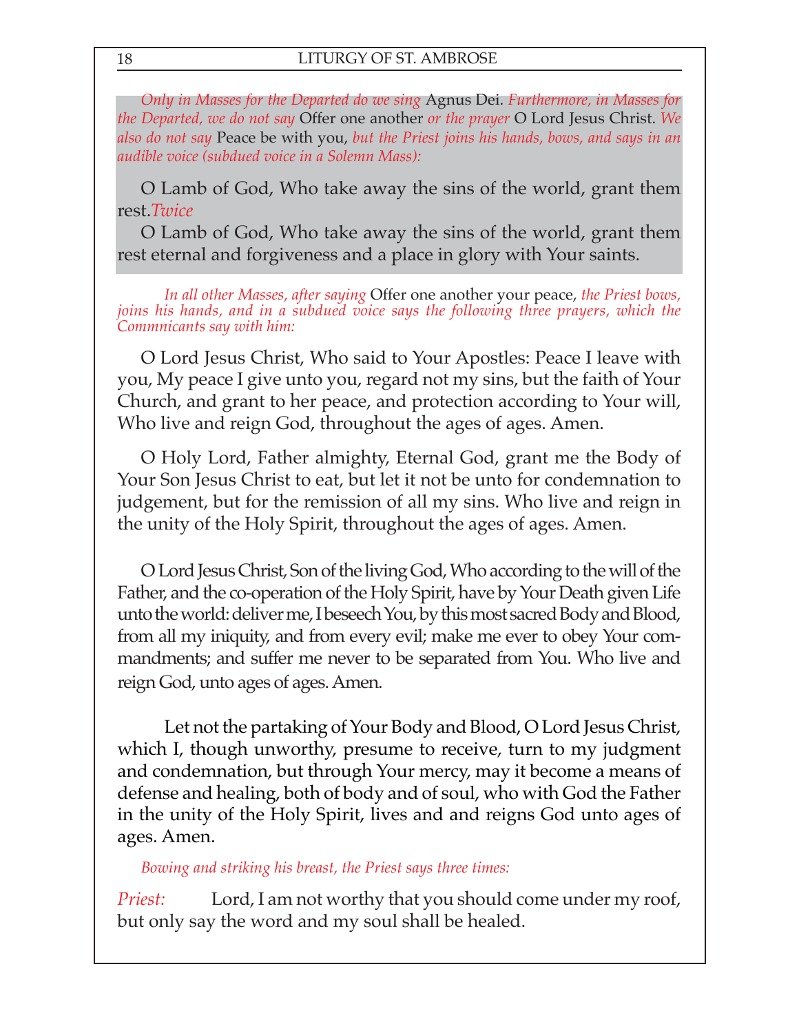*Only in Masses for the Departed do we sing* Agnus Dei. *Furthermore, in Masses for the Departed, we do not say* Offer one another *or the prayer* O Lord Jesus Christ. *We also do not say* Peace be with you, *but the Priest joins his hands, bows, and says in an audible voice (subdued voice in a Solemn Mass):*

O Lamb of God, Who take away the sins of the world, grant them rest.*Twice*

O Lamb of God, Who take away the sins of the world, grant them rest eternal and forgiveness and a place in glory with Your saints.

*In all other Masses, after saying* Offer one another your peace, *the Priest bows, joins his hands, and in a subdued voice says the following three prayers, which the Commnicants say with him:*

O Lord Jesus Christ, Who said to Your Apostles: Peace I leave with you, My peace I give unto you, regard not my sins, but the faith of Your Church, and grant to her peace, and protection according to Your will, Who live and reign God, throughout the ages of ages. Amen.

O Holy Lord, Father almighty, Eternal God, grant me the Body of Your Son Jesus Christ to eat, but let it not be unto for condemnation to judgement, but for the remission of all my sins. Who live and reign in the unity of the Holy Spirit, throughout the ages of ages. Amen.

O Lord Jesus Christ, Son of the living God, Who according to the will of the Father, and the co-operation of the Holy Spirit, have by Your Death given Life unto the world: deliver me, I beseech You, by this most sacred Body and Blood, from all my iniquity, and from every evil; make me ever to obey Your commandments; and suffer me never to be separated from You. Who live and reign God, unto ages of ages. Amen.

Let not the partaking of Your Body and Blood, O Lord Jesus Christ, which I, though unworthy, presume to receive, turn to my judgment and condemnation, but through Your mercy, may it become a means of defense and healing, both of body and of soul, who with God the Father in the unity of the Holy Spirit, lives and and reigns God unto ages of ages. Amen.

*Bowing and striking his breast, the Priest says three times:*

*Priest:* Lord, I am not worthy that you should come under my roof, but only say the word and my soul shall be healed.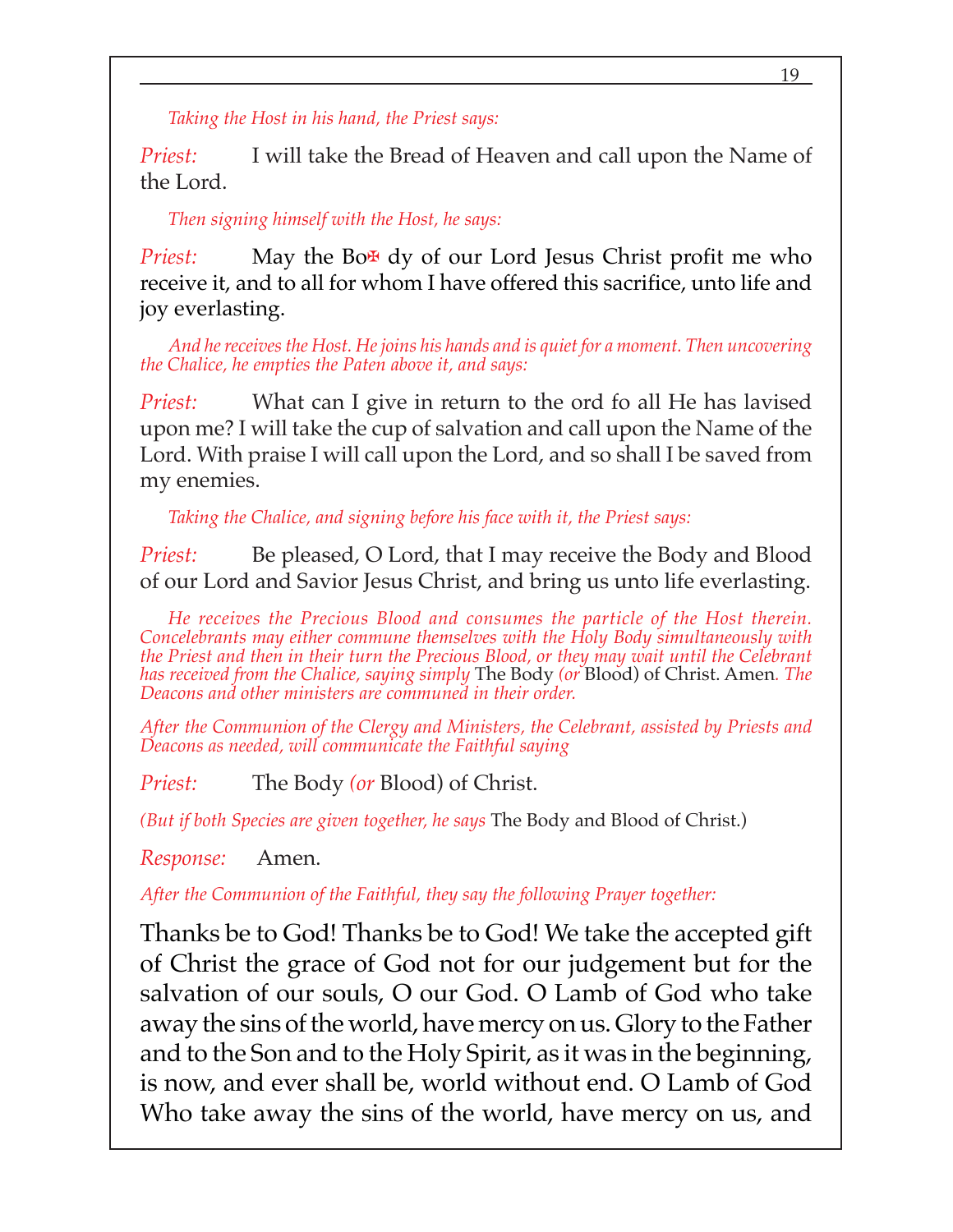*Taking the Host in his hand, the Priest says:*

*Priest:* I will take the Bread of Heaven and call upon the Name of the Lord.

*Then signing himself with the Host, he says:*

*Priest:* May the Bo✠ dy of our Lord Jesus Christ profit me who receive it, and to all for whom I have offered this sacrifice, unto life and joy everlasting.

*And he receives the Host. He joins his hands and is quiet for a moment. Then uncovering the Chalice, he empties the Paten above it, and says:*

*Priest:* What can I give in return to the ord fo all He has lavised upon me? I will take the cup of salvation and call upon the Name of the Lord. With praise I will call upon the Lord, and so shall I be saved from my enemies.

*Taking the Chalice, and signing before his face with it, the Priest says:*

*Priest:* Be pleased, O Lord, that I may receive the Body and Blood of our Lord and Savior Jesus Christ, and bring us unto life everlasting.

*He receives the Precious Blood and consumes the particle of the Host therein. Concelebrants may either commune themselves with the Holy Body simultaneously with the Priest and then in their turn the Precious Blood, or they may wait until the Celebrant has received from the Chalice, saying simply* The Body *(or* Blood) of Christ. Amen*. The Deacons and other ministers are communed in their order.*

*After the Communion of the Clergy and Ministers, the Celebrant, assisted by Priests and Deacons as needed, will communicate the Faithful saying*

*Priest:* The Body *(or* Blood) of Christ.

*(But if both Species are given together, he says* The Body and Blood of Christ.)

*Response:* Amen.

*After the Communion of the Faithful, they say the following Prayer together:*

Thanks be to God! Thanks be to God! We take the accepted gift of Christ the grace of God not for our judgement but for the salvation of our souls, O our God. O Lamb of God who take away the sins of the world, have mercy on us. Glory to the Father and to the Son and to the Holy Spirit, as it was in the beginning, is now, and ever shall be, world without end. O Lamb of God Who take away the sins of the world, have mercy on us, and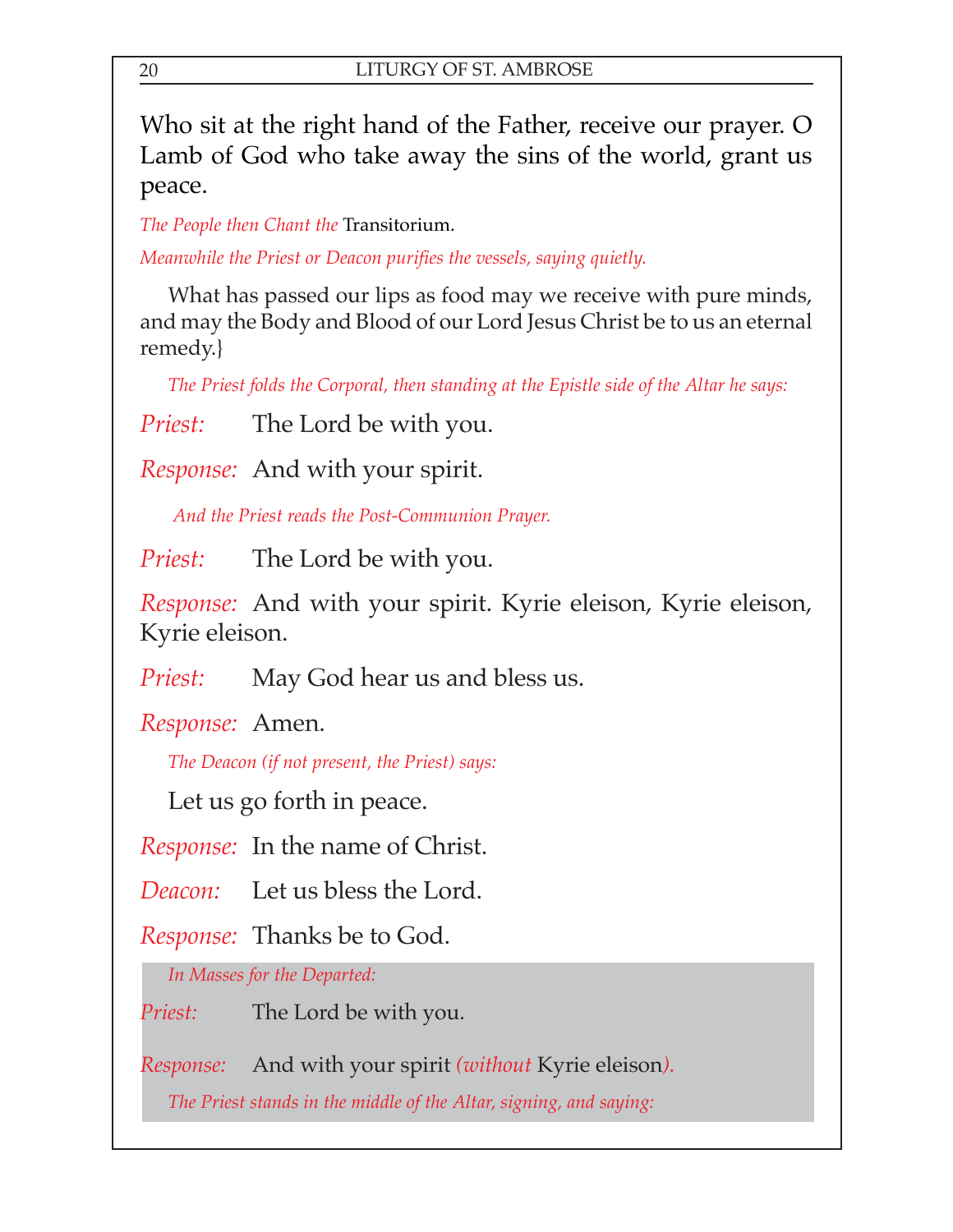Who sit at the right hand of the Father, receive our prayer. O Lamb of God who take away the sins of the world, grant us peace.

*The People then Chant the* Transitorium.

*Meanwhile the Priest or Deacon purifies the vessels, saying quietly.*

What has passed our lips as food may we receive with pure minds, and may the Body and Blood of our Lord Jesus Christ be to us an eternal remedy.}

*The Priest folds the Corporal, then standing at the Epistle side of the Altar he says:*

*Priest:* The Lord be with you.

*Response:* And with your spirit.

*And the Priest reads the Post-Communion Prayer.*

*Priest:* The Lord be with you.

*Response:* And with your spirit. Kyrie eleison, Kyrie eleison, Kyrie eleison.

*Priest:* May God hear us and bless us.

*Response:* Amen.

*The Deacon (if not present, the Priest) says:*

Let us go forth in peace.

*Response:* In the name of Christ.

*Deacon:* Let us bless the Lord.

*Response:* Thanks be to God.

*In Masses for the Departed:*

*Priest:* The Lord be with you.

*Response:* And with your spirit *(without* Kyrie eleison*).*

*The Priest stands in the middle of the Altar, signing, and saying:*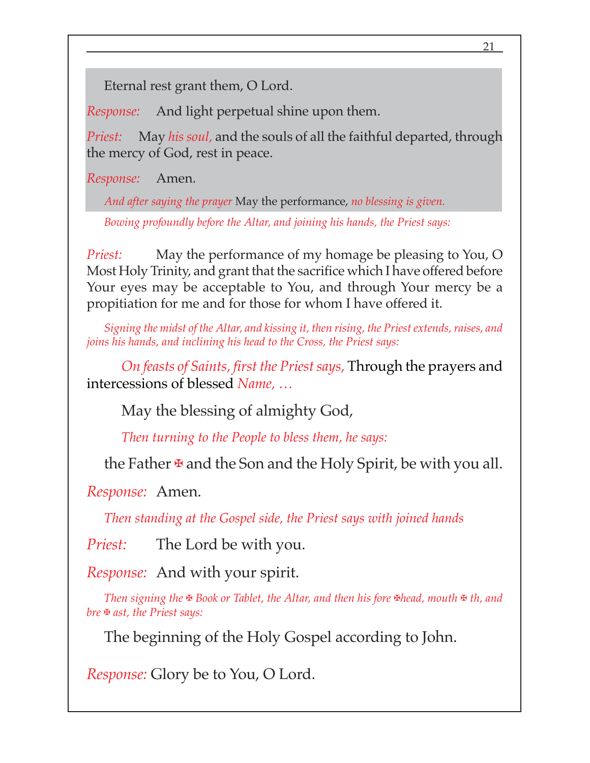Eternal rest grant them, O Lord.

*Response:* And light perpetual shine upon them.

*Priest:* May *his soul,* and the souls of all the faithful departed, through the mercy of God, rest in peace.

*Response:* Amen.

*And after saying the prayer* May the performance, *no blessing is given.*

*Bowing profoundly before the Altar, and joining his hands, the Priest says:*

*Priest:* May the performance of my homage be pleasing to You, O Most Holy Trinity, and grant that the sacrifice which I have offered before Your eyes may be acceptable to You, and through Your mercy be a propitiation for me and for those for whom I have offered it.

*Signing the midst of the Altar, and kissing it, then rising, the Priest extends, raises, and joins his hands, and inclining his head to the Cross, the Priest says:*

*On feasts of Saints, first the Priest says,* Through the prayers and intercessions of blessed *Name, …*

May the blessing of almighty God,

*Then turning to the People to bless them, he says:*

the Father ✠ and the Son and the Holy Spirit, be with you all.

*Response:* Amen.

*Then standing at the Gospel side, the Priest says with joined hands*

*Priest:* The Lord be with you.

*Response:* And with your spirit.

*Then signing the ✠ Book or Tablet, the Altar, and then his fore ✠head, mouth ✠ th, and bre ✠ ast, the Priest says:*

The beginning of the Holy Gospel according to John.

*Response:* Glory be to You, O Lord.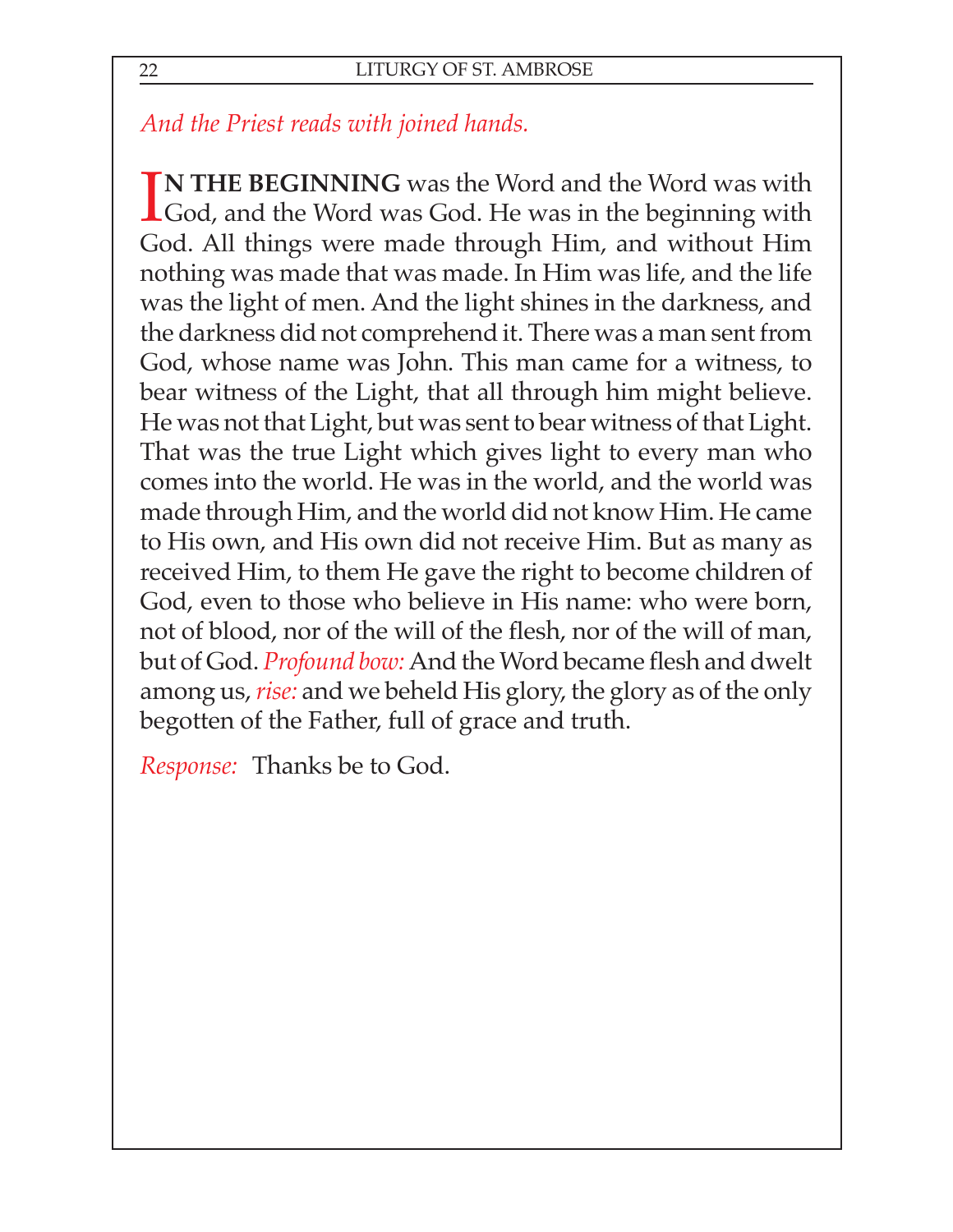*And the Priest reads with joined hands.*

**IN THE BEGINNING** was the Word and the Word was with God, and the Word was God. He was in the beginning with God. All things were made through Him, and without Him nothing was made that was made. In Him was life, and the life was the light of men. And the light shines in the darkness, and the darkness did not comprehend it. There was a man sent from God, whose name was John. This man came for a witness, to bear witness of the Light, that all through him might believe. He was not that Light, but was sent to bear witness of that Light. That was the true Light which gives light to every man who comes into the world. He was in the world, and the world was made through Him, and the world did not know Him. He came to His own, and His own did not receive Him. But as many as received Him, to them He gave the right to become children of God, even to those who believe in His name: who were born, not of blood, nor of the will of the flesh, nor of the will of man, but of God. *Profound bow:* And the Word became flesh and dwelt among us, *rise:* and we beheld His glory, the glory as of the only begotten of the Father, full of grace and truth.

*Response:* Thanks be to God.